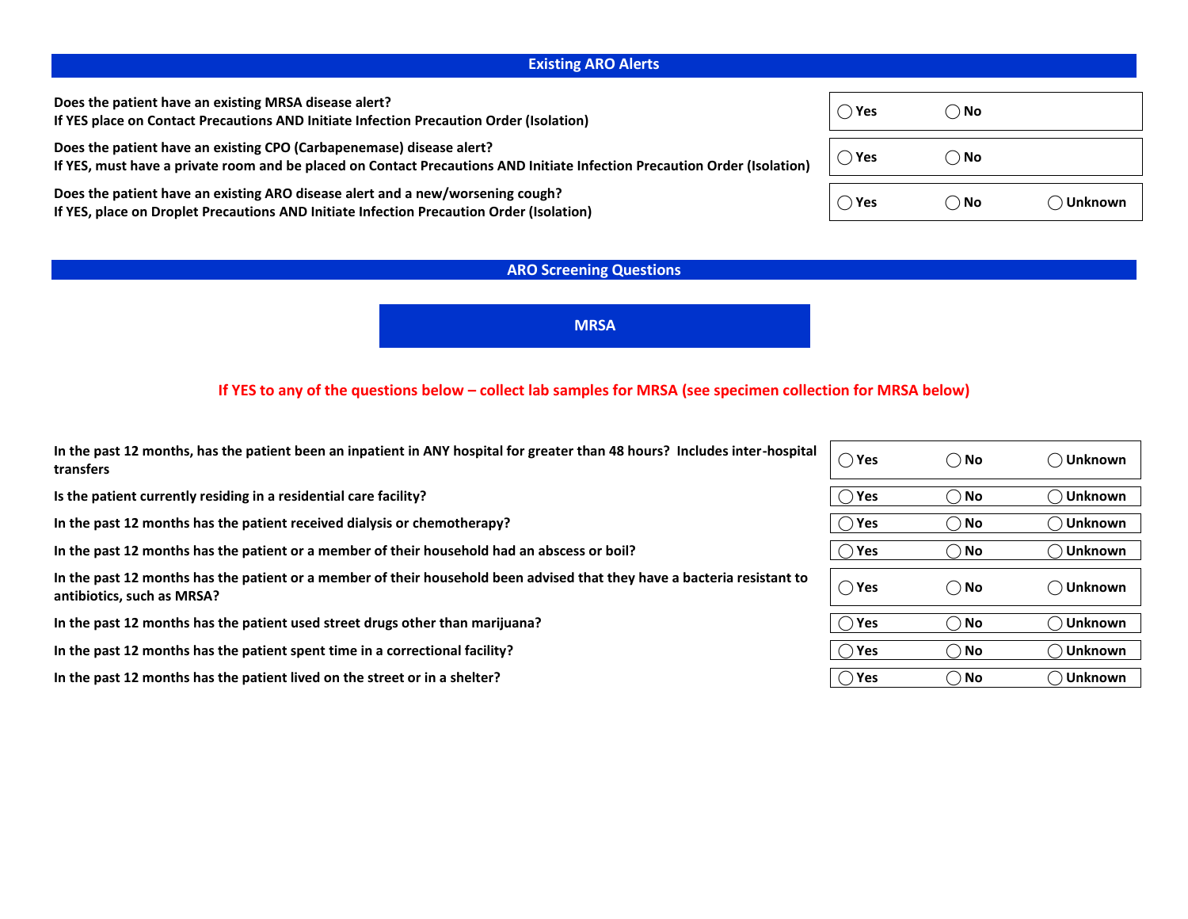## Existing ARO Alerts

| Question | Response |
| --- | --- |
| **Does the patient have an existing MRSA disease alert?**<br>**If YES place on Contact Precautions AND Initiate Infection Precaution Order (Isolation)** | ◯ Yes ◯ No |
| **Does the patient have an existing CPO (Carbapenemase) disease alert?**<br>**If YES, must have a private room and be placed on Contact Precautions AND Initiate Infection Precaution Order (Isolation)** | ◯ Yes ◯ No |
| **Does the patient have an existing ARO disease alert and a new/worsening cough?**<br>**If YES, place on Droplet Precautions AND Initiate Infection Precaution Order (Isolation)** | ◯ Yes ◯ No ◯ Unknown |

## ARO Screening Questions

### MRSA

**If YES to any of the questions below – collect lab samples for MRSA (see specimen collection for MRSA below)**

| Question | Response |
| --- | --- |
| **In the past 12 months, has the patient been an inpatient in ANY hospital for greater than 48 hours? Includes inter-hospital transfers** | ◯ Yes ◯ No ◯ Unknown |
| **Is the patient currently residing in a residential care facility?** | ◯ Yes ◯ No ◯ Unknown |
| **In the past 12 months has the patient received dialysis or chemotherapy?** | ◯ Yes ◯ No ◯ Unknown |
| **In the past 12 months has the patient or a member of their household had an abscess or boil?** | ◯ Yes ◯ No ◯ Unknown |
| **In the past 12 months has the patient or a member of their household been advised that they have a bacteria resistant to antibiotics, such as MRSA?** | ◯ Yes ◯ No ◯ Unknown |
| **In the past 12 months has the patient used street drugs other than marijuana?** | ◯ Yes ◯ No ◯ Unknown |
| **In the past 12 months has the patient spent time in a correctional facility?** | ◯ Yes ◯ No ◯ Unknown |
| **In the past 12 months has the patient lived on the street or in a shelter?** | ◯ Yes ◯ No ◯ Unknown |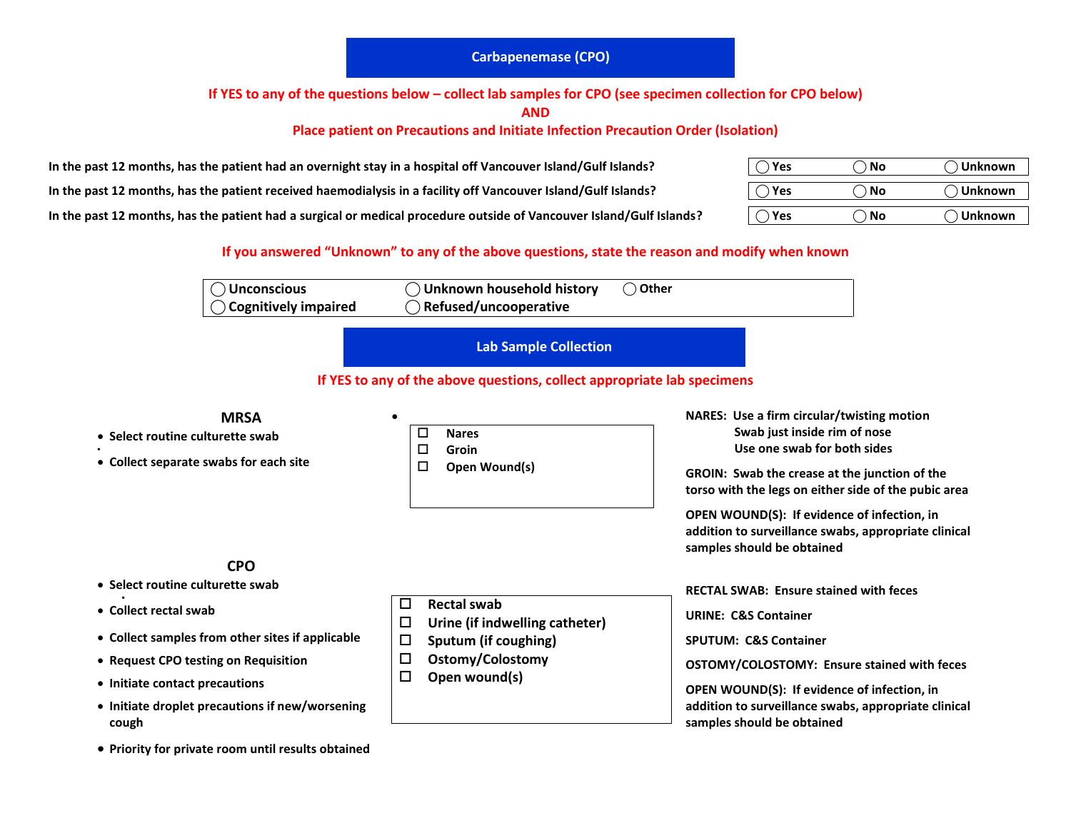## Carbapenemase (CPO)

**If YES to any of the questions below – collect lab samples for CPO (see specimen collection for CPO below)**
**AND**
**Place patient on Precautions and Initiate Infection Precaution Order (Isolation)**

| | | | |
|---|---|---|---|
| In the past 12 months, has the patient had an overnight stay in a hospital off Vancouver Island/Gulf Islands? | ◯ Yes | ◯ No | ◯ Unknown |
| In the past 12 months, has the patient received haemodialysis in a facility off Vancouver Island/Gulf Islands? | ◯ Yes | ◯ No | ◯ Unknown |
| In the past 12 months, has the patient had a surgical or medical procedure outside of Vancouver Island/Gulf Islands? | ◯ Yes | ◯ No | ◯ Unknown |

**If you answered "Unknown" to any of the above questions, state the reason and modify when known**

| | | |
|---|---|---|
| ◯ Unconscious | ◯ Unknown household history | ◯ Other |
| ◯ Cognitively impaired | ◯ Refused/uncooperative | |

## Lab Sample Collection

**If YES to any of the above questions, collect appropriate lab specimens**

### MRSA

- Select routine culturette swab
- Collect separate swabs for each site

☐ Nares
☐ Groin
☐ Open Wound(s)

**NARES:** Use a firm circular/twisting motion
Swab just inside rim of nose
Use one swab for both sides

**GROIN:** Swab the crease at the junction of the torso with the legs on either side of the pubic area

**OPEN WOUND(S):** If evidence of infection, in addition to surveillance swabs, appropriate clinical samples should be obtained

### CPO

- Select routine culturette swab
- Collect rectal swab
- Collect samples from other sites if applicable
- Request CPO testing on Requisition
- Initiate contact precautions
- Initiate droplet precautions if new/worsening cough
- Priority for private room until results obtained

☐ Rectal swab
☐ Urine (if indwelling catheter)
☐ Sputum (if coughing)
☐ Ostomy/Colostomy
☐ Open wound(s)

**RECTAL SWAB:** Ensure stained with feces

**URINE:** C&S Container

**SPUTUM:** C&S Container

**OSTOMY/COLOSTOMY:** Ensure stained with feces

**OPEN WOUND(S):** If evidence of infection, in addition to surveillance swabs, appropriate clinical samples should be obtained